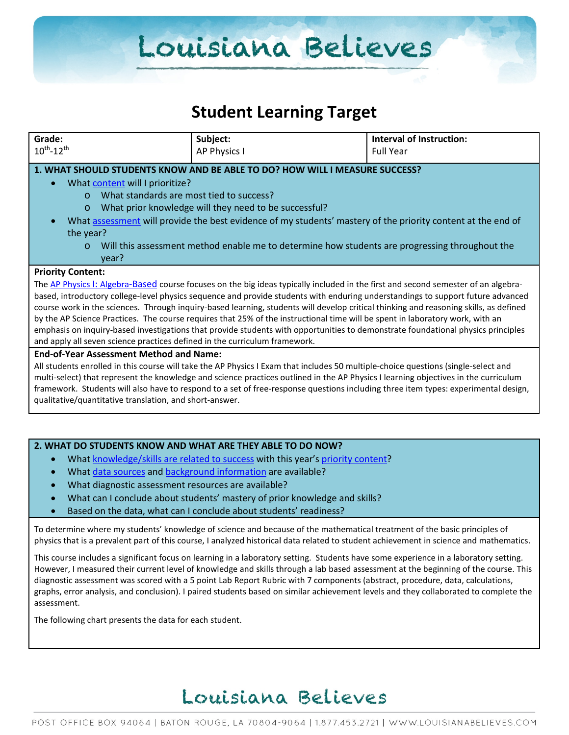# Student Learning Target

| Grade: | Subject: | Interval of Instruction: |
|---|---|---|
| $10^{th}$-$12^{th}$ | AP Physics I | Full Year |

**1. WHAT SHOULD STUDENTS KNOW AND BE ABLE TO DO? HOW WILL I MEASURE SUCCESS?**

- What content will I prioritize?
  - What standards are most tied to success?
  - What prior knowledge will they need to be successful?
- What assessment will provide the best evidence of my students' mastery of the priority content at the end of the year?
  - Will this assessment method enable me to determine how students are progressing throughout the year?

**Priority Content:**

The AP Physics I: Algebra-Based course focuses on the big ideas typically included in the first and second semester of an algebra-based, introductory college-level physics sequence and provide students with enduring understandings to support future advanced course work in the sciences. Through inquiry-based learning, students will develop critical thinking and reasoning skills, as defined by the AP Science Practices. The course requires that 25% of the instructional time will be spent in laboratory work, with an emphasis on inquiry-based investigations that provide students with opportunities to demonstrate foundational physics principles and apply all seven science practices defined in the curriculum framework.

**End-of-Year Assessment Method and Name:**

All students enrolled in this course will take the AP Physics I Exam that includes 50 multiple-choice questions (single-select and multi-select) that represent the knowledge and science practices outlined in the AP Physics I learning objectives in the curriculum framework. Students will also have to respond to a set of free-response questions including three item types: experimental design, qualitative/quantitative translation, and short-answer.

**2. WHAT DO STUDENTS KNOW AND WHAT ARE THEY ABLE TO DO NOW?**

- What knowledge/skills are related to success with this year's priority content?
- What data sources and background information are available?
- What diagnostic assessment resources are available?
- What can I conclude about students' mastery of prior knowledge and skills?
- Based on the data, what can I conclude about students' readiness?

To determine where my students' knowledge of science and because of the mathematical treatment of the basic principles of physics that is a prevalent part of this course, I analyzed historical data related to student achievement in science and mathematics.

This course includes a significant focus on learning in a laboratory setting. Students have some experience in a laboratory setting. However, I measured their current level of knowledge and skills through a lab based assessment at the beginning of the course. This diagnostic assessment was scored with a 5 point Lab Report Rubric with 7 components (abstract, procedure, data, calculations, graphs, error analysis, and conclusion). I paired students based on similar achievement levels and they collaborated to complete the assessment.

The following chart presents the data for each student.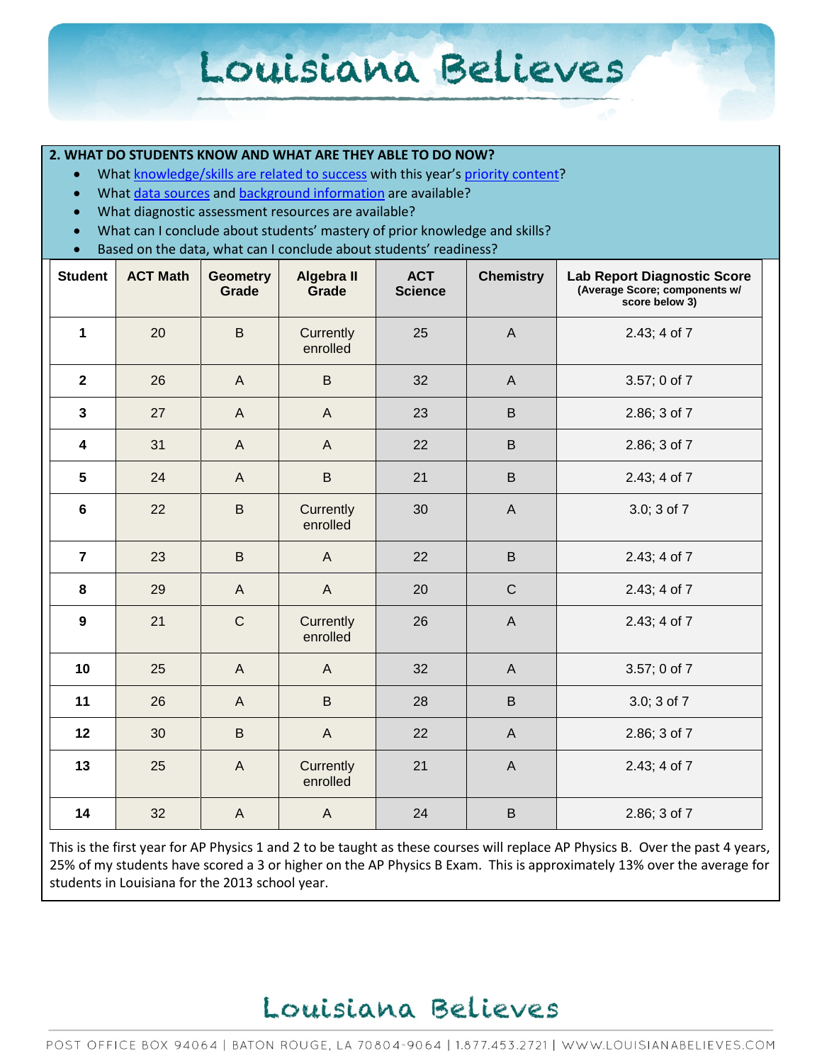**2. WHAT DO STUDENTS KNOW AND WHAT ARE THEY ABLE TO DO NOW?**

- What knowledge/skills are related to success with this year's priority content?
- What data sources and background information are available?
- What diagnostic assessment resources are available?
- What can I conclude about students' mastery of prior knowledge and skills?
- Based on the data, what can I conclude about students' readiness?

| Student | ACT Math | Geometry Grade | Algebra II Grade | ACT Science | Chemistry | Lab Report Diagnostic Score (Average Score; components w/ score below 3) |
|---|---|---|---|---|---|---|
| 1 | 20 | B | Currently enrolled | 25 | A | 2.43; 4 of 7 |
| 2 | 26 | A | B | 32 | A | 3.57; 0 of 7 |
| 3 | 27 | A | A | 23 | B | 2.86; 3 of 7 |
| 4 | 31 | A | A | 22 | B | 2.86; 3 of 7 |
| 5 | 24 | A | B | 21 | B | 2.43; 4 of 7 |
| 6 | 22 | B | Currently enrolled | 30 | A | 3.0; 3 of 7 |
| 7 | 23 | B | A | 22 | B | 2.43; 4 of 7 |
| 8 | 29 | A | A | 20 | C | 2.43; 4 of 7 |
| 9 | 21 | C | Currently enrolled | 26 | A | 2.43; 4 of 7 |
| 10 | 25 | A | A | 32 | A | 3.57; 0 of 7 |
| 11 | 26 | A | B | 28 | B | 3.0; 3 of 7 |
| 12 | 30 | B | A | 22 | A | 2.86; 3 of 7 |
| 13 | 25 | A | Currently enrolled | 21 | A | 2.43; 4 of 7 |
| 14 | 32 | A | A | 24 | B | 2.86; 3 of 7 |

This is the first year for AP Physics 1 and 2 to be taught as these courses will replace AP Physics B. Over the past 4 years, 25% of my students have scored a 3 or higher on the AP Physics B Exam. This is approximately 13% over the average for students in Louisiana for the 2013 school year.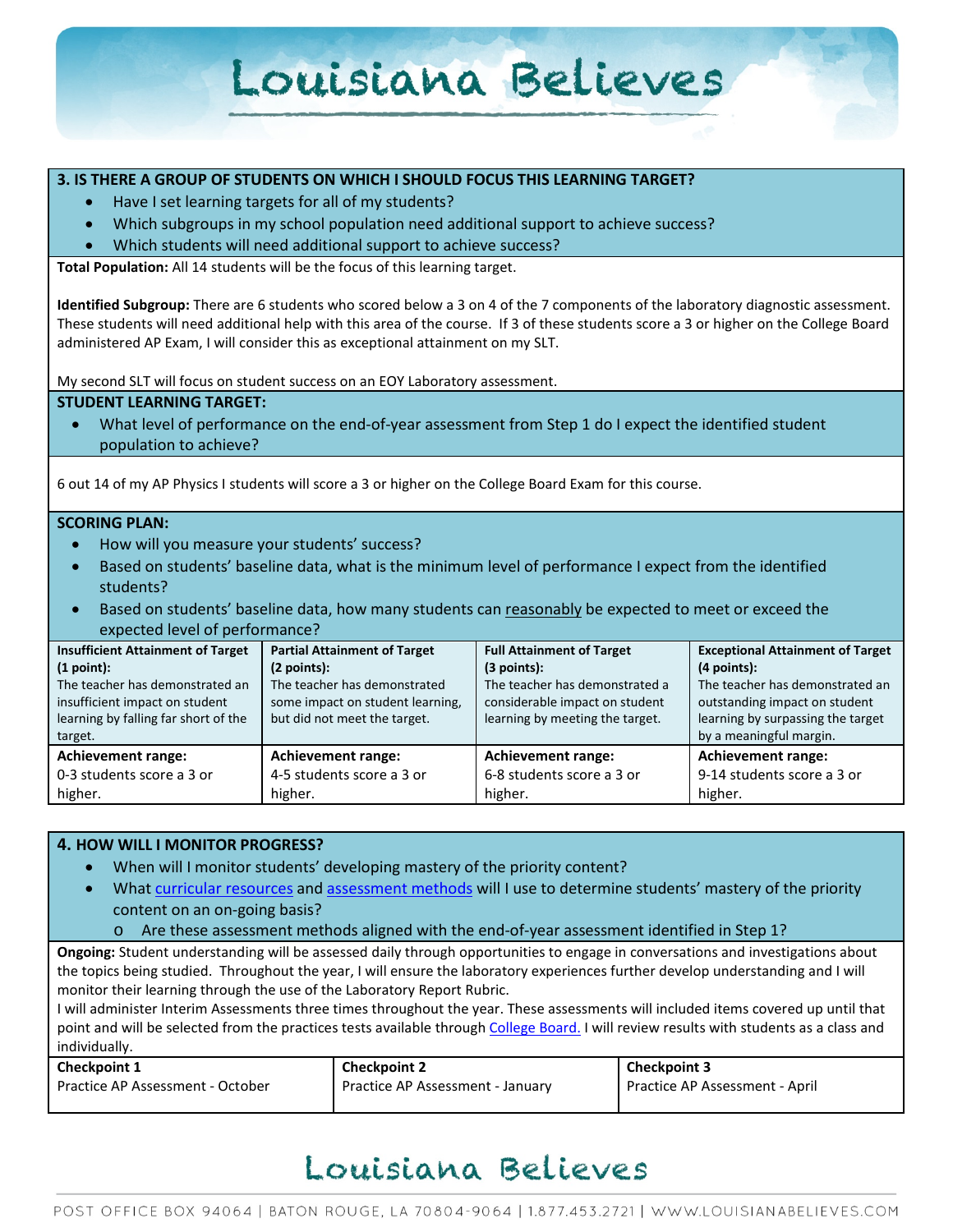## 3. IS THERE A GROUP OF STUDENTS ON WHICH I SHOULD FOCUS THIS LEARNING TARGET?

- Have I set learning targets for all of my students?
- Which subgroups in my school population need additional support to achieve success?
- Which students will need additional support to achieve success?

**Total Population:** All 14 students will be the focus of this learning target.

**Identified Subgroup:** There are 6 students who scored below a 3 on 4 of the 7 components of the laboratory diagnostic assessment. These students will need additional help with this area of the course. If 3 of these students score a 3 or higher on the College Board administered AP Exam, I will consider this as exceptional attainment on my SLT.

My second SLT will focus on student success on an EOY Laboratory assessment.

### STUDENT LEARNING TARGET:

- What level of performance on the end-of-year assessment from Step 1 do I expect the identified student population to achieve?

6 out 14 of my AP Physics I students will score a 3 or higher on the College Board Exam for this course.

### SCORING PLAN:

- How will you measure your students' success?
- Based on students' baseline data, what is the minimum level of performance I expect from the identified students?
- Based on students' baseline data, how many students can reasonably be expected to meet or exceed the expected level of performance?

| **Insufficient Attainment of Target (1 point):** The teacher has demonstrated an insufficient impact on student learning by falling far short of the target. | **Partial Attainment of Target (2 points):** The teacher has demonstrated some impact on student learning, but did not meet the target. | **Full Attainment of Target (3 points):** The teacher has demonstrated a considerable impact on student learning by meeting the target. | **Exceptional Attainment of Target (4 points):** The teacher has demonstrated an outstanding impact on student learning by surpassing the target by a meaningful margin. |
|---|---|---|---|
| **Achievement range:** 0-3 students score a 3 or higher. | **Achievement range:** 4-5 students score a 3 or higher. | **Achievement range:** 6-8 students score a 3 or higher. | **Achievement range:** 9-14 students score a 3 or higher. |

## 4. HOW WILL I MONITOR PROGRESS?

- When will I monitor students' developing mastery of the priority content?
- What curricular resources and assessment methods will I use to determine students' mastery of the priority content on an on-going basis?
  - Are these assessment methods aligned with the end-of-year assessment identified in Step 1?

**Ongoing:** Student understanding will be assessed daily through opportunities to engage in conversations and investigations about the topics being studied. Throughout the year, I will ensure the laboratory experiences further develop understanding and I will monitor their learning through the use of the Laboratory Report Rubric.

I will administer Interim Assessments three times throughout the year. These assessments will included items covered up until that point and will be selected from the practices tests available through College Board. I will review results with students as a class and individually.

| **Checkpoint 1** | **Checkpoint 2** | **Checkpoint 3** |
|---|---|---|
| Practice AP Assessment - October | Practice AP Assessment - January | Practice AP Assessment - April |